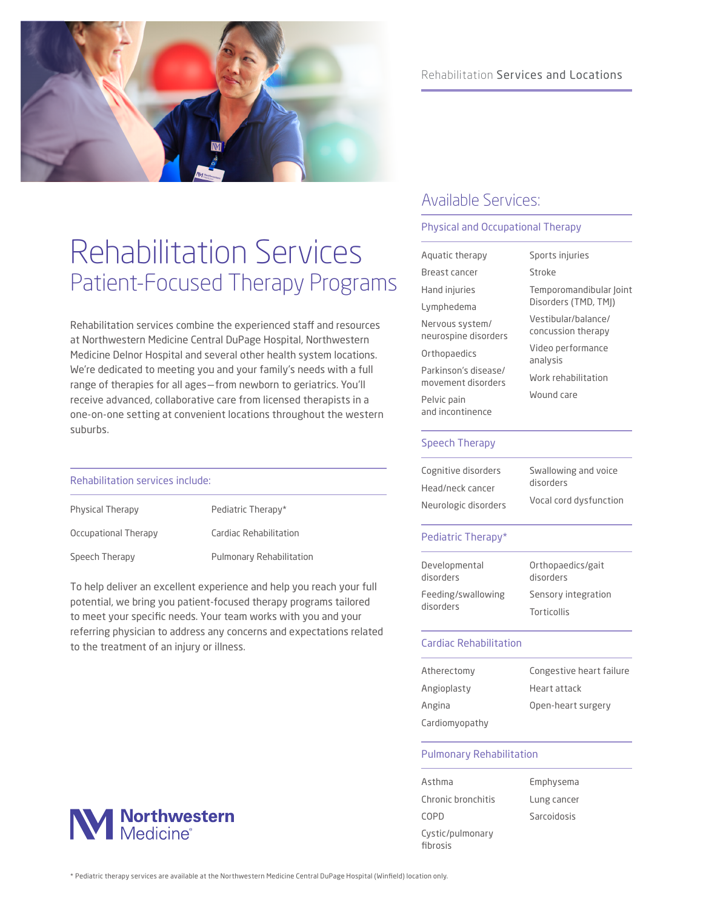Rehabilitation Services and Locations

# Rehabilitation Services

## Patient-Focused Therapy Programs

Rehabilitation services combine the experienced staff and resources at Northwestern Medicine Central DuPage Hospital, Northwestern Medicine Delnor Hospital and several other health system locations. We're dedicated to meeting you and your family's needs with a full range of therapies for all ages—from newborn to geriatrics. You'll receive advanced, collaborative care from licensed therapists in a one-on-one setting at convenient locations throughout the western suburbs.

### Rehabilitation services include:

- Physical Therapy
- Occupational Therapy
- Speech Therapy
- Pediatric Therapy*
- Cardiac Rehabilitation
- Pulmonary Rehabilitation

To help deliver an excellent experience and help you reach your full potential, we bring you patient-focused therapy programs tailored to meet your specific needs. Your team works with you and your referring physician to address any concerns and expectations related to the treatment of an injury or illness.

## Available Services:

### Physical and Occupational Therapy

- Aquatic therapy
- Breast cancer
- Hand injuries
- Lymphedema
- Nervous system/neurospine disorders
- Orthopaedics
- Parkinson's disease/movement disorders
- Pelvic pain and incontinence
- Sports injuries
- Stroke
- Temporomandibular Joint Disorders (TMD, TMJ)
- Vestibular/balance/concussion therapy
- Video performance analysis
- Work rehabilitation
- Wound care

### Speech Therapy

- Cognitive disorders
- Head/neck cancer
- Neurologic disorders
- Swallowing and voice disorders
- Vocal cord dysfunction

### Pediatric Therapy*

- Developmental disorders
- Feeding/swallowing disorders
- Orthopaedics/gait disorders
- Sensory integration
- Torticollis

### Cardiac Rehabilitation

- Atherectomy
- Angioplasty
- Angina
- Cardiomyopathy
- Congestive heart failure
- Heart attack
- Open-heart surgery

### Pulmonary Rehabilitation

- Asthma
- Chronic bronchitis
- COPD
- Cystic/pulmonary fibrosis
- Emphysema
- Lung cancer
- Sarcoidosis

Northwestern Medicine®

* Pediatric therapy services are available at the Northwestern Medicine Central DuPage Hospital (Winfield) location only.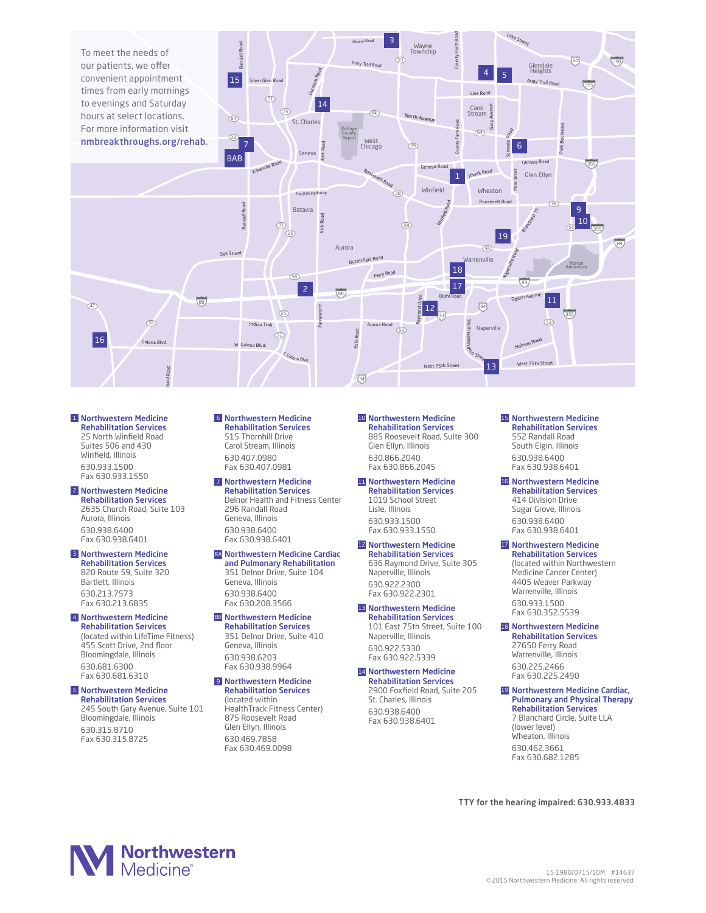To meet the needs of our patients, we offer convenient appointment times from early mornings to evenings and Saturday hours at select locations. For more information visit nmbreakthroughs.org/rehab.

**1 Northwestern Medicine Rehabilitation Services**
25 North Winfield Road
Suites 506 and 430
Winfield, Illinois
630.933.1500
Fax 630.933.1550

**2 Northwestern Medicine Rehabilitation Services**
2635 Church Road, Suite 103
Aurora, Illinois
630.938.6400
Fax 630.938.6401

**3 Northwestern Medicine Rehabilitation Services**
820 Route 59, Suite 320
Bartlett, Illinois
630.213.7573
Fax 630.213.6835

**4 Northwestern Medicine Rehabilitation Services**
(located within LifeTime Fitness)
455 Scott Drive, 2nd floor
Bloomingdale, Illinois
630.681.6300
Fax 630.681.6310

**5 Northwestern Medicine Rehabilitation Services**
245 South Gary Avenue, Suite 101
Bloomingdale, Illinois
630.315.8710
Fax 630.315.8725

**6 Northwestern Medicine Rehabilitation Services**
515 Thornhill Drive
Carol Stream, Illinois
630.407.0980
Fax 630.407.0981

**7 Northwestern Medicine Rehabilitation Services**
Delnor Health and Fitness Center
296 Randall Road
Geneva, Illinois
630.938.6400
Fax 630.938.6401

**8A Northwestern Medicine Cardiac and Pulmonary Rehabilitation**
351 Delnor Drive, Suite 104
Geneva, Illinois
630.938.6400
Fax 630.208.3566

**8B Northwestern Medicine Rehabilitation Services**
351 Delnor Drive, Suite 410
Geneva, Illinois
630.938.6203
Fax 630.938.9964

**9 Northwestern Medicine Rehabilitation Services**
(located within HealthTrack Fitness Center)
875 Roosevelt Road
Glen Ellyn, Illinois
630.469.7858
Fax 630.469.0098

**10 Northwestern Medicine Rehabilitation Services**
885 Roosevelt Road, Suite 300
Glen Ellyn, Illinois
630.866.2040
Fax 630.866.2045

**11 Northwestern Medicine Rehabilitation Services**
1019 School Street
Lisle, Illinois
630.933.1500
Fax 630.933.1550

**12 Northwestern Medicine Rehabilitation Services**
636 Raymond Drive, Suite 305
Naperville, Illinois
630.922.2300
Fax 630.922.2301

**13 Northwestern Medicine Rehabilitation Services**
101 East 75th Street, Suite 100
Naperville, Illinois
630.922.5330
Fax 630.922.5339

**14 Northwestern Medicine Rehabilitation Services**
2900 Foxfield Road, Suite 205
St. Charles, Illinois
630.938.6400
Fax 630.938.6401

**15 Northwestern Medicine Rehabilitation Services**
552 Randall Road
South Elgin, Illinois
630.938.6400
Fax 630.938.6401

**16 Northwestern Medicine Rehabilitation Services**
414 Division Drive
Sugar Grove, Illinois
630.938.6400
Fax 630.938.6401

**17 Northwestern Medicine Rehabilitation Services**
(located within Northwestern Medicine Cancer Center)
4405 Weaver Parkway
Warrenville, Illinois
630.933.1500
Fax 630.352.5539

**18 Northwestern Medicine Rehabilitation Services**
27650 Ferry Road
Warrenville, Illinois
630.225.2466
Fax 630.225.2490

**19 Northwestern Medicine Cardiac, Pulmonary and Physical Therapy Rehabilitation Services**
7 Blanchard Circle, Suite LLA
(lower level)
Wheaton, Illinois
630.462.3661
Fax 630.682.1285

TTY for the hearing impaired: 630.933.4833

Northwestern Medicine®

15-1980/0715/10M #14637
© 2015 Northwestern Medicine. All rights reserved.